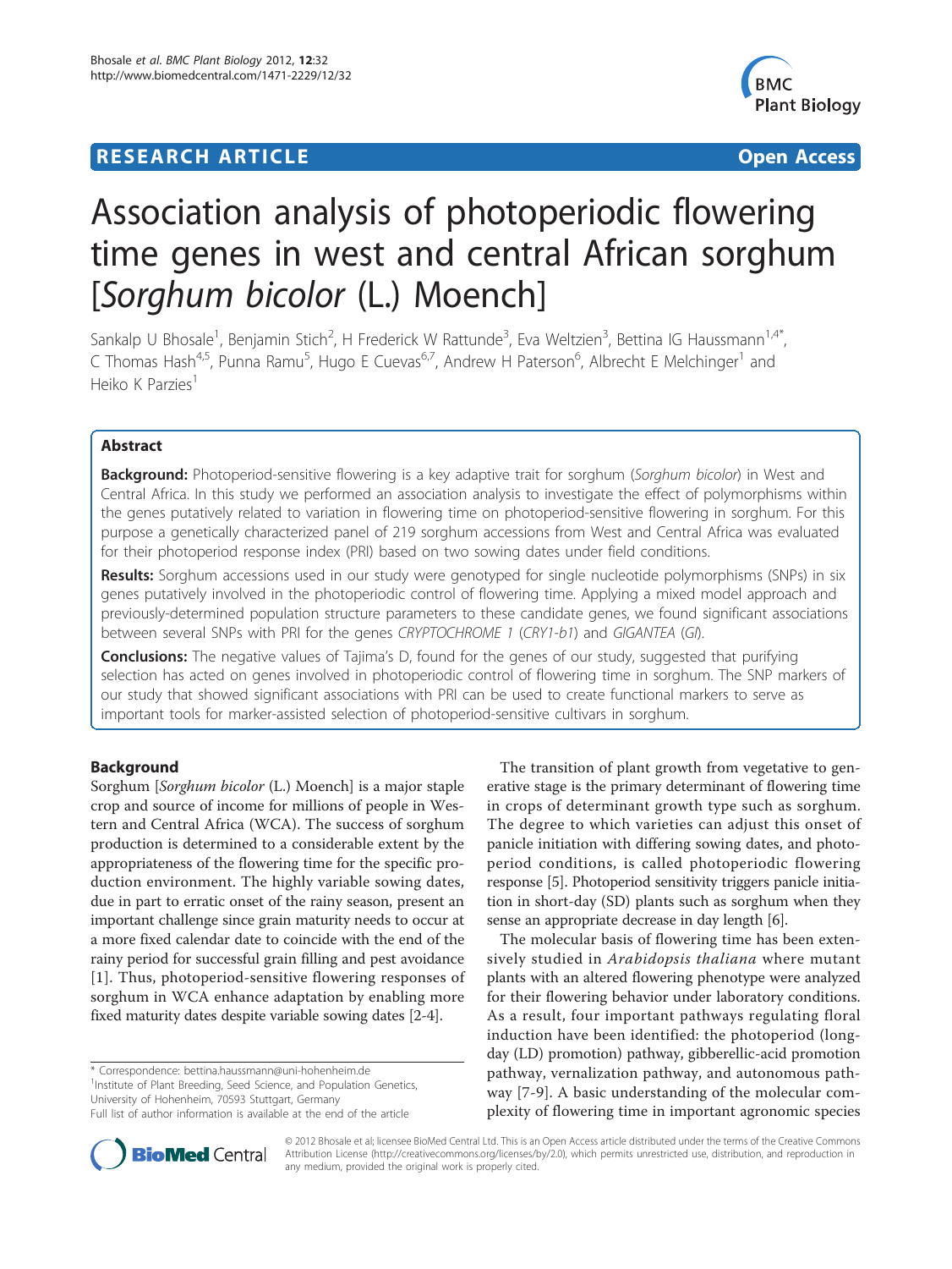**RESEARCH ARTICLE** **Open Access**

# Association analysis of photoperiodic flowering time genes in west and central African sorghum [*Sorghum bicolor* (L.) Moench]

Sankalp U Bhosale[1], Benjamin Stich[2], H Frederick W Rattunde[3], Eva Weltzien[3], Bettina IG Haussmann[1,4*], C Thomas Hash[4,5], Punna Ramu[5], Hugo E Cuevas[6,7], Andrew H Paterson[6], Albrecht E Melchinger[1] and Heiko K Parzies[1]

## Abstract

**Background:** Photoperiod-sensitive flowering is a key adaptive trait for sorghum (*Sorghum bicolor*) in West and Central Africa. In this study we performed an association analysis to investigate the effect of polymorphisms within the genes putatively related to variation in flowering time on photoperiod-sensitive flowering in sorghum. For this purpose a genetically characterized panel of 219 sorghum accessions from West and Central Africa was evaluated for their photoperiod response index (PRI) based on two sowing dates under field conditions.

**Results:** Sorghum accessions used in our study were genotyped for single nucleotide polymorphisms (SNPs) in six genes putatively involved in the photoperiodic control of flowering time. Applying a mixed model approach and previously-determined population structure parameters to these candidate genes, we found significant associations between several SNPs with PRI for the genes *CRYPTOCHROME 1* (*CRY1-b1*) and *GIGANTEA* (*GI*).

**Conclusions:** The negative values of Tajima's D, found for the genes of our study, suggested that purifying selection has acted on genes involved in photoperiodic control of flowering time in sorghum. The SNP markers of our study that showed significant associations with PRI can be used to create functional markers to serve as important tools for marker-assisted selection of photoperiod-sensitive cultivars in sorghum.

## Background

Sorghum [*Sorghum bicolor* (L.) Moench] is a major staple crop and source of income for millions of people in Western and Central Africa (WCA). The success of sorghum production is determined to a considerable extent by the appropriateness of the flowering time for the specific production environment. The highly variable sowing dates, due in part to erratic onset of the rainy season, present an important challenge since grain maturity needs to occur at a more fixed calendar date to coincide with the end of the rainy period for successful grain filling and pest avoidance [1]. Thus, photoperiod-sensitive flowering responses of sorghum in WCA enhance adaptation by enabling more fixed maturity dates despite variable sowing dates [2-4].

The transition of plant growth from vegetative to generative stage is the primary determinant of flowering time in crops of determinant growth type such as sorghum. The degree to which varieties can adjust this onset of panicle initiation with differing sowing dates, and photoperiod conditions, is called photoperiodic flowering response [5]. Photoperiod sensitivity triggers panicle initiation in short-day (SD) plants such as sorghum when they sense an appropriate decrease in day length [6].

The molecular basis of flowering time has been extensively studied in *Arabidopsis thaliana* where mutant plants with an altered flowering phenotype were analyzed for their flowering behavior under laboratory conditions. As a result, four important pathways regulating floral induction have been identified: the photoperiod (long-day (LD) promotion) pathway, gibberellic-acid promotion pathway, vernalization pathway, and autonomous pathway [7-9]. A basic understanding of the molecular complexity of flowering time in important agronomic species

\* Correspondence: bettina.haussmann@uni-hohenheim.de
[1]Institute of Plant Breeding, Seed Science, and Population Genetics, University of Hohenheim, 70593 Stuttgart, Germany
Full list of author information is available at the end of the article

© 2012 Bhosale et al; licensee BioMed Central Ltd. This is an Open Access article distributed under the terms of the Creative Commons Attribution License (http://creativecommons.org/licenses/by/2.0), which permits unrestricted use, distribution, and reproduction in any medium, provided the original work is properly cited.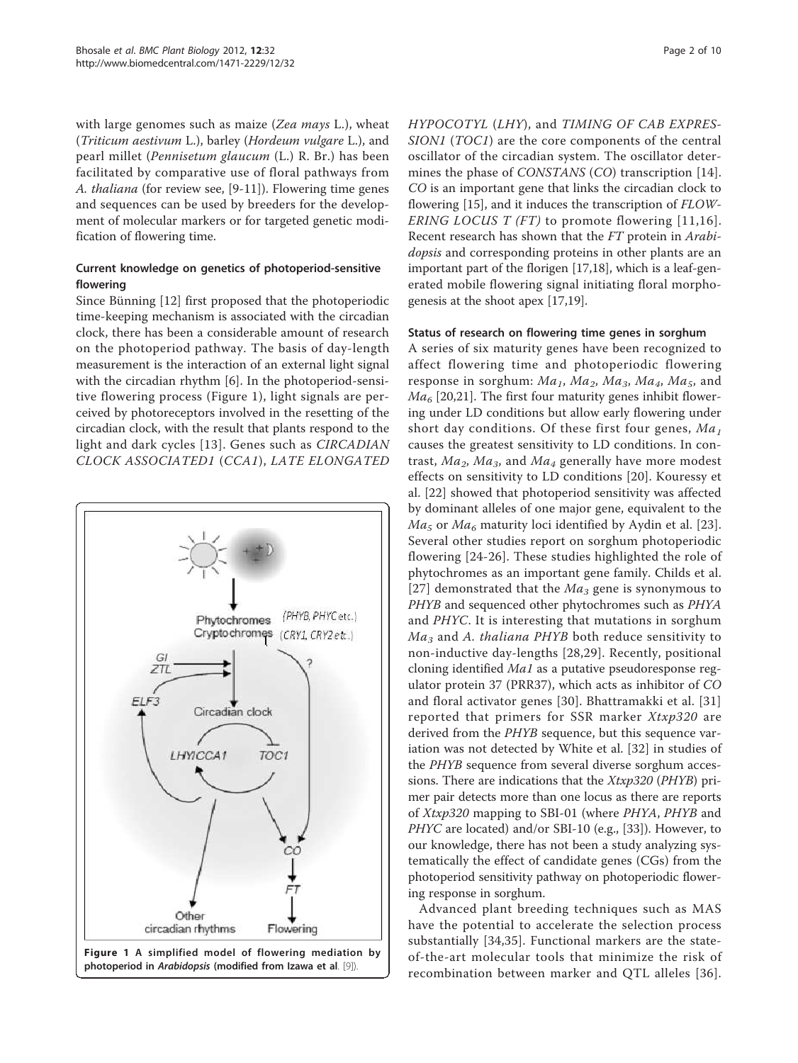with large genomes such as maize (*Zea mays* L.), wheat (*Triticum aestivum* L.), barley (*Hordeum vulgare* L.), and pearl millet (*Pennisetum glaucum* (L.) R. Br.) has been facilitated by comparative use of floral pathways from *A. thaliana* (for review see, [9-11]). Flowering time genes and sequences can be used by breeders for the development of molecular markers or for targeted genetic modification of flowering time.

### Current knowledge on genetics of photoperiod-sensitive flowering

Since Bünning [12] first proposed that the photoperiodic time-keeping mechanism is associated with the circadian clock, there has been a considerable amount of research on the photoperiod pathway. The basis of day-length measurement is the interaction of an external light signal with the circadian rhythm [6]. In the photoperiod-sensitive flowering process (Figure 1), light signals are perceived by photoreceptors involved in the resetting of the circadian clock, with the result that plants respond to the light and dark cycles [13]. Genes such as *CIRCADIAN CLOCK ASSOCIATED1* (*CCA1*), *LATE ELONGATED HYPOCOTYL* (*LHY*), and *TIMING OF CAB EXPRESSION1* (*TOC1*) are the core components of the central oscillator of the circadian system. The oscillator determines the phase of *CONSTANS* (*CO*) transcription [14]. *CO* is an important gene that links the circadian clock to flowering [15], and it induces the transcription of *FLOWERING LOCUS T (FT)* to promote flowering [11,16]. Recent research has shown that the *FT* protein in *Arabidopsis* and corresponding proteins in other plants are an important part of the florigen [17,18], which is a leaf-generated mobile flowering signal initiating floral morphogenesis at the shoot apex [17,19].

**Figure 1 A simplified model of flowering mediation by photoperiod in *Arabidopsis* (modified from Izawa et al. [9]).**

### Status of research on flowering time genes in sorghum

A series of six maturity genes have been recognized to affect flowering time and photoperiodic flowering response in sorghum: $Ma_1$, $Ma_2$, $Ma_3$, $Ma_4$, $Ma_5$, and $Ma_6$ [20,21]. The first four maturity genes inhibit flowering under LD conditions but allow early flowering under short day conditions. Of these first four genes, $Ma_1$ causes the greatest sensitivity to LD conditions. In contrast, $Ma_2$, $Ma_3$, and $Ma_4$ generally have more modest effects on sensitivity to LD conditions [20]. Kouressy et al. [22] showed that photoperiod sensitivity was affected by dominant alleles of one major gene, equivalent to the $Ma_5$ or $Ma_6$ maturity loci identified by Aydin et al. [23]. Several other studies report on sorghum photoperiodic flowering [24-26]. These studies highlighted the role of phytochromes as an important gene family. Childs et al. [27] demonstrated that the $Ma_3$ gene is synonymous to *PHYB* and sequenced other phytochromes such as *PHYA* and *PHYC*. It is interesting that mutations in sorghum $Ma_3$ and *A. thaliana PHYB* both reduce sensitivity to non-inductive day-lengths [28,29]. Recently, positional cloning identified *Ma1* as a putative pseudoresponse regulator protein 37 (PRR37), which acts as inhibitor of *CO* and floral activator genes [30]. Bhattramakki et al. [31] reported that primers for SSR marker *Xtxp320* are derived from the *PHYB* sequence, but this sequence variation was not detected by White et al. [32] in studies of the *PHYB* sequence from several diverse sorghum accessions. There are indications that the *Xtxp320* (*PHYB*) primer pair detects more than one locus as there are reports of *Xtxp320* mapping to SBI-01 (where *PHYA*, *PHYB* and *PHYC* are located) and/or SBI-10 (e.g., [33]). However, to our knowledge, there has not been a study analyzing systematically the effect of candidate genes (CGs) from the photoperiod sensitivity pathway on photoperiodic flowering response in sorghum.

Advanced plant breeding techniques such as MAS have the potential to accelerate the selection process substantially [34,35]. Functional markers are the state-of-the-art molecular tools that minimize the risk of recombination between marker and QTL alleles [36].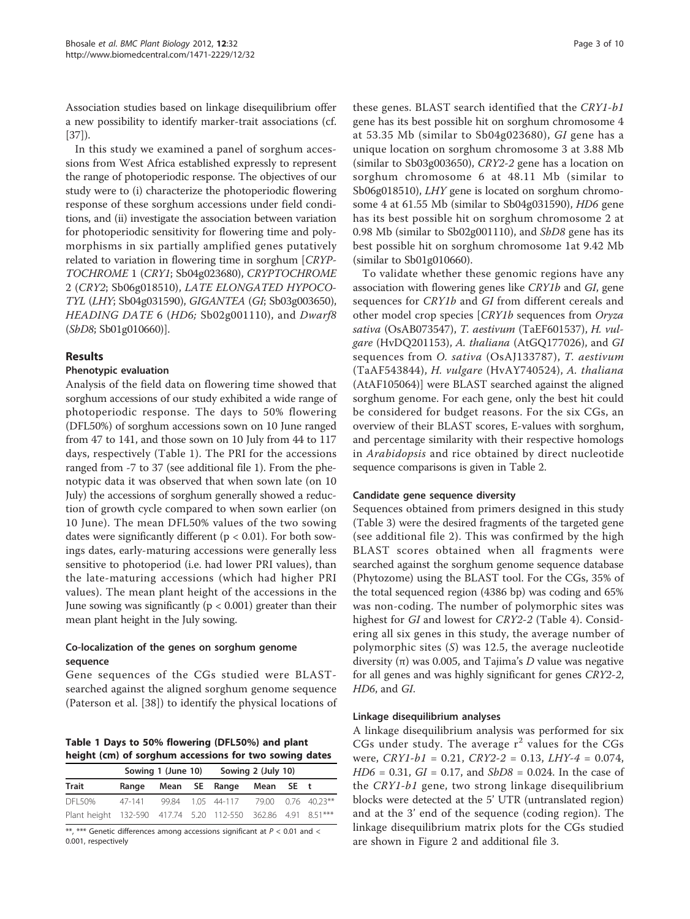Association studies based on linkage disequilibrium offer a new possibility to identify marker-trait associations (cf. [37]).

In this study we examined a panel of sorghum accessions from West Africa established expressly to represent the range of photoperiodic response. The objectives of our study were to (i) characterize the photoperiodic flowering response of these sorghum accessions under field conditions, and (ii) investigate the association between variation for photoperiodic sensitivity for flowering time and polymorphisms in six partially amplified genes putatively related to variation in flowering time in sorghum [*CRYPTOCHROME 1* (*CRY1*; Sb04g023680), *CRYPTOCHROME 2* (*CRY2*; Sb06g018510), *LATE ELONGATED HYPOCOTYL* (*LHY*; Sb04g031590), *GIGANTEA* (*GI*; Sb03g003650), *HEADING DATE 6* (*HD6;* Sb02g001110), and *Dwarf8* (*SbD8*; Sb01g010660)].

## Results

### Phenotypic evaluation

Analysis of the field data on flowering time showed that sorghum accessions of our study exhibited a wide range of photoperiodic response. The days to 50% flowering (DFL50%) of sorghum accessions sown on 10 June ranged from 47 to 141, and those sown on 10 July from 44 to 117 days, respectively (Table 1). The PRI for the accessions ranged from -7 to 37 (see additional file 1). From the phenotypic data it was observed that when sown late (on 10 July) the accessions of sorghum generally showed a reduction of growth cycle compared to when sown earlier (on 10 June). The mean DFL50% values of the two sowing dates were significantly different ($p < 0.01$). For both sowings dates, early-maturing accessions were generally less sensitive to photoperiod (i.e. had lower PRI values), than the late-maturing accessions (which had higher PRI values). The mean plant height of the accessions in the June sowing was significantly ($p < 0.001$) greater than their mean plant height in the July sowing.

### Co-localization of the genes on sorghum genome sequence

Gene sequences of the CGs studied were BLAST-searched against the aligned sorghum genome sequence (Paterson et al. [38]) to identify the physical locations of these genes. BLAST search identified that the *CRY1-b1* gene has its best possible hit on sorghum chromosome 4 at 53.35 Mb (similar to Sb04g023680), *GI* gene has a unique location on sorghum chromosome 3 at 3.88 Mb (similar to Sb03g003650), *CRY2-2* gene has a location on sorghum chromosome 6 at 48.11 Mb (similar to Sb06g018510), *LHY* gene is located on sorghum chromosome 4 at 61.55 Mb (similar to Sb04g031590), *HD6* gene has its best possible hit on sorghum chromosome 2 at 0.98 Mb (similar to Sb02g001110), and *SbD8* gene has its best possible hit on sorghum chromosome 1at 9.42 Mb (similar to Sb01g010660).

**Table 1 Days to 50% flowering (DFL50%) and plant height (cm) of sorghum accessions for two sowing dates**

| | Sowing 1 (June 10) | | | Sowing 2 (July 10) | | | |
|---|---|---|---|---|---|---|---|
| Trait | Range | Mean | SE | Range | Mean | SE | t |
| DFL50% | 47-141 | 99.84 | 1.05 | 44-117 | 79.00 | 0.76 | 40.23** |
| Plant height | 132-590 | 417.74 | 5.20 | 112-550 | 362.86 | 4.91 | 8.51*** |

**, *** Genetic differences among accessions significant at $P < 0.01$ and $< 0.001$, respectively

To validate whether these genomic regions have any association with flowering genes like *CRY1b* and *GI*, gene sequences for *CRY1b* and *GI* from different cereals and other model crop species [*CRY1b* sequences from *Oryza sativa* (OsAB073547), *T. aestivum* (TaEF601537), *H. vulgare* (HvDQ201153), *A. thaliana* (AtGQ177026), and *GI* sequences from *O. sativa* (OsAJ133787), *T. aestivum* (TaAF543844), *H. vulgare* (HvAY740524), *A. thaliana* (AtAF105064)] were BLAST searched against the aligned sorghum genome. For each gene, only the best hit could be considered for budget reasons. For the six CGs, an overview of their BLAST scores, E-values with sorghum, and percentage similarity with their respective homologs in *Arabidopsis* and rice obtained by direct nucleotide sequence comparisons is given in Table 2.

### Candidate gene sequence diversity

Sequences obtained from primers designed in this study (Table 3) were the desired fragments of the targeted gene (see additional file 2). This was confirmed by the high BLAST scores obtained when all fragments were searched against the sorghum genome sequence database (Phytozome) using the BLAST tool. For the CGs, 35% of the total sequenced region (4386 bp) was coding and 65% was non-coding. The number of polymorphic sites was highest for *GI* and lowest for *CRY2-2* (Table 4). Considering all six genes in this study, the average number of polymorphic sites ($S$) was 12.5, the average nucleotide diversity ($\pi$) was 0.005, and Tajima's $D$ value was negative for all genes and was highly significant for genes *CRY2-2*, *HD6*, and *GI*.

### Linkage disequilibrium analyses

A linkage disequilibrium analysis was performed for six CGs under study. The average $r^2$ values for the CGs were, *CRY1-b1* = 0.21, *CRY2-2* = 0.13, *LHY-4* = 0.074, *HD6* = 0.31, *GI* = 0.17, and *SbD8* = 0.024. In the case of the *CRY1-b1* gene, two strong linkage disequilibrium blocks were detected at the 5' UTR (untranslated region) and at the 3' end of the sequence (coding region). The linkage disequilibrium matrix plots for the CGs studied are shown in Figure 2 and additional file 3.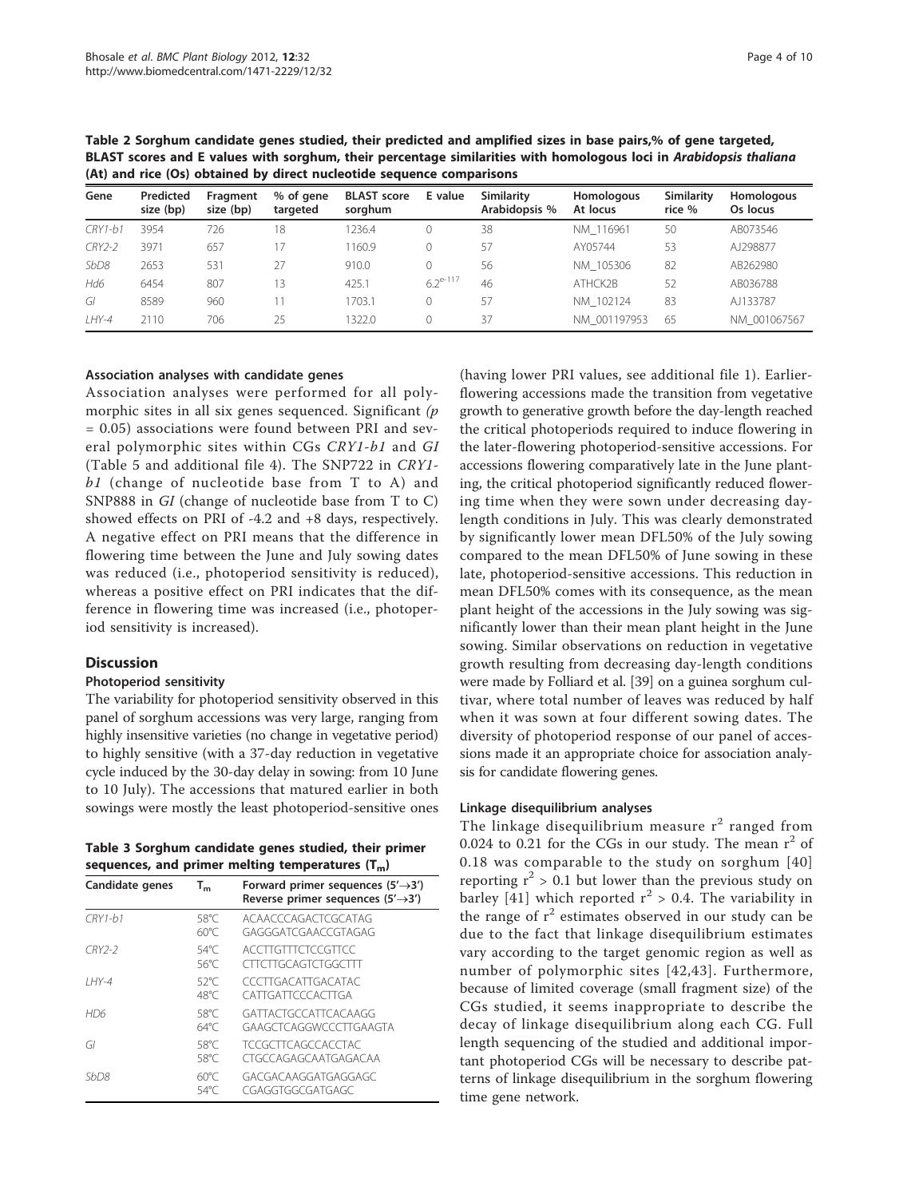**Table 2 Sorghum candidate genes studied, their predicted and amplified sizes in base pairs,% of gene targeted, BLAST scores and E values with sorghum, their percentage similarities with homologous loci in *Arabidopsis thaliana* (At) and rice (Os) obtained by direct nucleotide sequence comparisons**

| Gene | Predicted size (bp) | Fragment size (bp) | % of gene targeted | BLAST score sorghum | E value | Similarity Arabidopsis % | Homologous At locus | Similarity rice % | Homologous Os locus |
|---|---|---|---|---|---|---|---|---|---|
| *CRY1-b1* | 3954 | 726 | 18 | 1236.4 | 0 | 38 | NM_116961 | 50 | AB073546 |
| *CRY2-2* | 3971 | 657 | 17 | 1160.9 | 0 | 57 | AY05744 | 53 | AJ298877 |
| *SbD8* | 2653 | 531 | 27 | 910.0 | 0 | 56 | NM_105306 | 82 | AB262980 |
| *Hd6* | 6454 | 807 | 13 | 425.1 | $6.2^{e-117}$ | 46 | ATHCK2B | 52 | AB036788 |
| *GI* | 8589 | 960 | 11 | 1703.1 | 0 | 57 | NM_102124 | 83 | AJ133787 |
| *LHY-4* | 2110 | 706 | 25 | 1322.0 | 0 | 37 | NM_001197953 | 65 | NM_001067567 |

#### Association analyses with candidate genes

Association analyses were performed for all polymorphic sites in all six genes sequenced. Significant ($p = 0.05$) associations were found between PRI and several polymorphic sites within CGs *CRY1-b1* and *GI* (Table 5 and additional file 4). The SNP722 in *CRY1-b1* (change of nucleotide base from T to A) and SNP888 in *GI* (change of nucleotide base from T to C) showed effects on PRI of -4.2 and +8 days, respectively. A negative effect on PRI means that the difference in flowering time between the June and July sowing dates was reduced (i.e., photoperiod sensitivity is reduced), whereas a positive effect on PRI indicates that the difference in flowering time was increased (i.e., photoperiod sensitivity is increased).

## Discussion

### Photoperiod sensitivity

The variability for photoperiod sensitivity observed in this panel of sorghum accessions was very large, ranging from highly insensitive varieties (no change in vegetative period) to highly sensitive (with a 37-day reduction in vegetative cycle induced by the 30-day delay in sowing: from 10 June to 10 July). The accessions that matured earlier in both sowings were mostly the least photoperiod-sensitive ones (having lower PRI values, see additional file 1). Earlier-flowering accessions made the transition from vegetative growth to generative growth before the day-length reached the critical photoperiods required to induce flowering in the later-flowering photoperiod-sensitive accessions. For accessions flowering comparatively late in the June planting, the critical photoperiod significantly reduced flowering time when they were sown under decreasing day-length conditions in July. This was clearly demonstrated by significantly lower mean DFL50% of the July sowing compared to the mean DFL50% of June sowing in these late, photoperiod-sensitive accessions. This reduction in mean DFL50% comes with its consequence, as the mean plant height of the accessions in the July sowing was significantly lower than their mean plant height in the June sowing. Similar observations on reduction in vegetative growth resulting from decreasing day-length conditions were made by Folliard et al. [39] on a guinea sorghum cultivar, where total number of leaves was reduced by half when it was sown at four different sowing dates. The diversity of photoperiod response of our panel of accessions made it an appropriate choice for association analysis for candidate flowering genes.

**Table 3 Sorghum candidate genes studied, their primer sequences, and primer melting temperatures ($T_m$)**

| Candidate genes | $T_m$ | Forward primer sequences (5'→3') Reverse primer sequences (5'→3') |
|---|---|---|
| *CRY1-b1* | 58°C<br>60°C | ACAACCCAGACTCGCATAG<br>GAGGGATCGAACCGTAGAG |
| *CRY2-2* | 54°C<br>56°C | ACCTTGTTTCTCCGTTCC<br>CTTCTTGCAGTCTGGCTTT |
| *LHY-4* | 52°C<br>48°C | CCCTTGACATTGACATAC<br>CATTGATTCCCACTTGA |
| *HD6* | 58°C<br>64°C | GATTACTGCCATTCACAAGG<br>GAAGCTCAGGWCCCTTGAAGTA |
| *GI* | 58°C<br>58°C | TCCGCTTCAGCCACCTAC<br>CTGCCAGAGCAATGAGACAA |
| *SbD8* | 60°C<br>54°C | GACGACAAGGATGAGGAGC<br>CGAGGTGGCGATGAGC |

### Linkage disequilibrium analyses

The linkage disequilibrium measure $r^2$ ranged from 0.024 to 0.21 for the CGs in our study. The mean $r^2$ of 0.18 was comparable to the study on sorghum [40] reporting $r^2 > 0.1$ but lower than the previous study on barley [41] which reported $r^2 > 0.4$. The variability in the range of $r^2$ estimates observed in our study can be due to the fact that linkage disequilibrium estimates vary according to the target genomic region as well as number of polymorphic sites [42,43]. Furthermore, because of limited coverage (small fragment size) of the CGs studied, it seems inappropriate to describe the decay of linkage disequilibrium along each CG. Full length sequencing of the studied and additional important photoperiod CGs will be necessary to describe patterns of linkage disequilibrium in the sorghum flowering time gene network.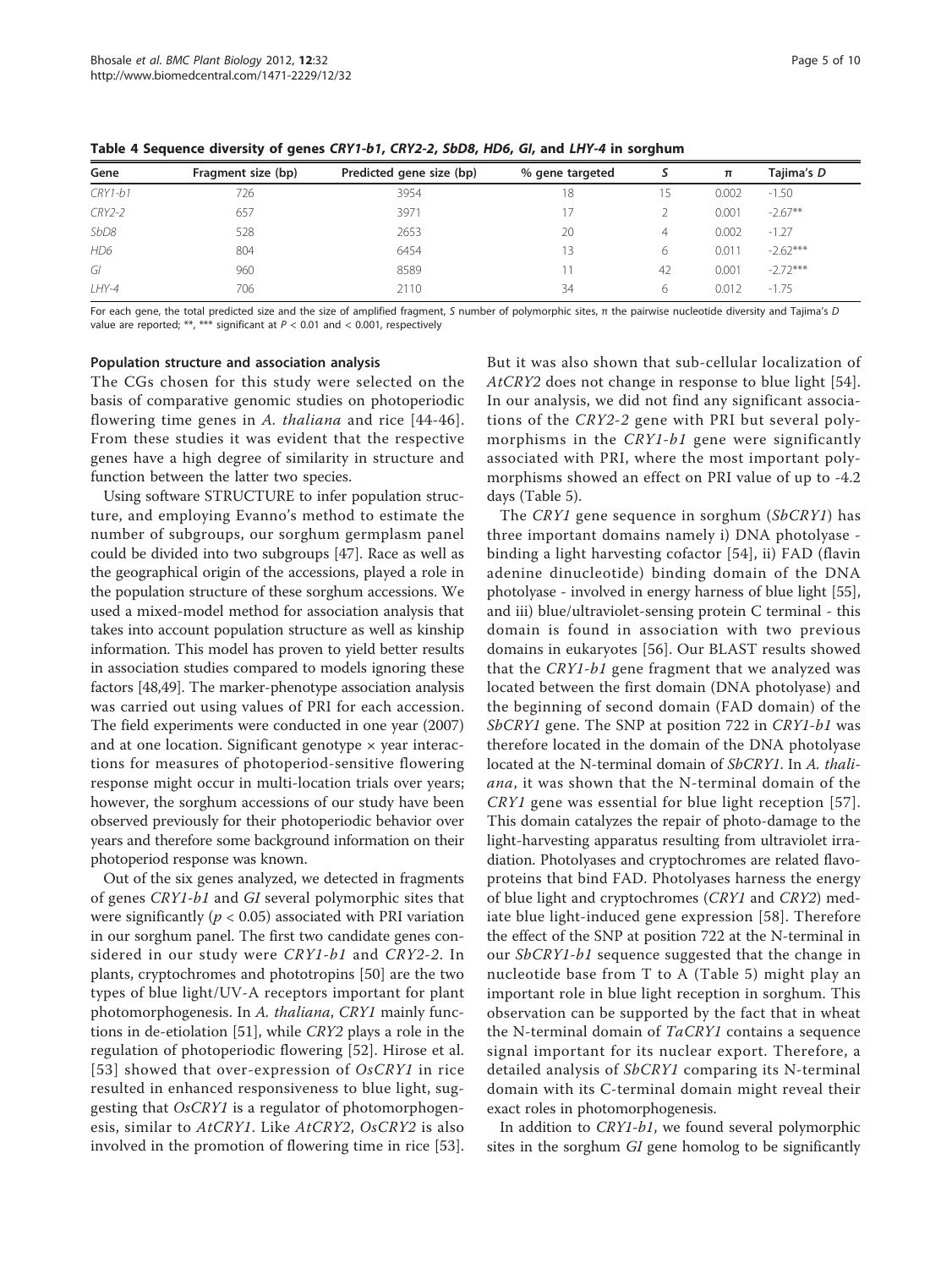**Table 4 Sequence diversity of genes *CRY1-b1*, *CRY2-2*, *SbD8*, *HD6*, *GI*, and *LHY-4* in sorghum**

| Gene | Fragment size (bp) | Predicted gene size (bp) | % gene targeted | *S* | $\pi$ | Tajima's *D* |
|---|---|---|---|---|---|---|
| *CRY1-b1* | 726 | 3954 | 18 | 15 | 0.002 | -1.50 |
| *CRY2-2* | 657 | 3971 | 17 | 2 | 0.001 | -2.67** |
| *SbD8* | 528 | 2653 | 20 | 4 | 0.002 | -1.27 |
| *HD6* | 804 | 6454 | 13 | 6 | 0.011 | -2.62*** |
| *GI* | 960 | 8589 | 11 | 42 | 0.001 | -2.72*** |
| *LHY-4* | 706 | 2110 | 34 | 6 | 0.012 | -1.75 |

For each gene, the total predicted size and the size of amplified fragment, *S* number of polymorphic sites, $\pi$ the pairwise nucleotide diversity and Tajima's *D* value are reported; **, *** significant at $P < 0.01$ and $< 0.001$, respectively

### Population structure and association analysis

The CGs chosen for this study were selected on the basis of comparative genomic studies on photoperiodic flowering time genes in *A. thaliana* and rice [44-46]. From these studies it was evident that the respective genes have a high degree of similarity in structure and function between the latter two species.

Using software STRUCTURE to infer population structure, and employing Evanno's method to estimate the number of subgroups, our sorghum germplasm panel could be divided into two subgroups [47]. Race as well as the geographical origin of the accessions, played a role in the population structure of these sorghum accessions. We used a mixed-model method for association analysis that takes into account population structure as well as kinship information. This model has proven to yield better results in association studies compared to models ignoring these factors [48,49]. The marker-phenotype association analysis was carried out using values of PRI for each accession. The field experiments were conducted in one year (2007) and at one location. Significant genotype × year interactions for measures of photoperiod-sensitive flowering response might occur in multi-location trials over years; however, the sorghum accessions of our study have been observed previously for their photoperiodic behavior over years and therefore some background information on their photoperiod response was known.

Out of the six genes analyzed, we detected in fragments of genes *CRY1-b1* and *GI* several polymorphic sites that were significantly ($p < 0.05$) associated with PRI variation in our sorghum panel. The first two candidate genes considered in our study were *CRY1-b1* and *CRY2-2*. In plants, cryptochromes and phototropins [50] are the two types of blue light/UV-A receptors important for plant photomorphogenesis. In *A. thaliana*, *CRY1* mainly functions in de-etiolation [51], while *CRY2* plays a role in the regulation of photoperiodic flowering [52]. Hirose et al. [53] showed that over-expression of *OsCRY1* in rice resulted in enhanced responsiveness to blue light, suggesting that *OsCRY1* is a regulator of photomorphogenesis, similar to *AtCRY1*. Like *AtCRY2*, *OsCRY2* is also involved in the promotion of flowering time in rice [53]. But it was also shown that sub-cellular localization of *AtCRY2* does not change in response to blue light [54]. In our analysis, we did not find any significant associations of the *CRY2-2* gene with PRI but several polymorphisms in the *CRY1-b1* gene were significantly associated with PRI, where the most important polymorphisms showed an effect on PRI value of up to -4.2 days (Table 5).

The *CRY1* gene sequence in sorghum (*SbCRY1*) has three important domains namely i) DNA photolyase - binding a light harvesting cofactor [54], ii) FAD (flavin adenine dinucleotide) binding domain of the DNA photolyase - involved in energy harness of blue light [55], and iii) blue/ultraviolet-sensing protein C terminal - this domain is found in association with two previous domains in eukaryotes [56]. Our BLAST results showed that the *CRY1-b1* gene fragment that we analyzed was located between the first domain (DNA photolyase) and the beginning of second domain (FAD domain) of the *SbCRY1* gene. The SNP at position 722 in *CRY1-b1* was therefore located in the domain of the DNA photolyase located at the N-terminal domain of *SbCRY1*. In *A. thaliana*, it was shown that the N-terminal domain of the *CRY1* gene was essential for blue light reception [57]. This domain catalyzes the repair of photo-damage to the light-harvesting apparatus resulting from ultraviolet irradiation. Photolyases and cryptochromes are related flavoproteins that bind FAD. Photolyases harness the energy of blue light and cryptochromes (*CRY1* and *CRY2*) mediate blue light-induced gene expression [58]. Therefore the effect of the SNP at position 722 at the N-terminal in our *SbCRY1-b1* sequence suggested that the change in nucleotide base from T to A (Table 5) might play an important role in blue light reception in sorghum. This observation can be supported by the fact that in wheat the N-terminal domain of *TaCRY1* contains a sequence signal important for its nuclear export. Therefore, a detailed analysis of *SbCRY1* comparing its N-terminal domain with its C-terminal domain might reveal their exact roles in photomorphogenesis.

In addition to *CRY1-b1*, we found several polymorphic sites in the sorghum *GI* gene homolog to be significantly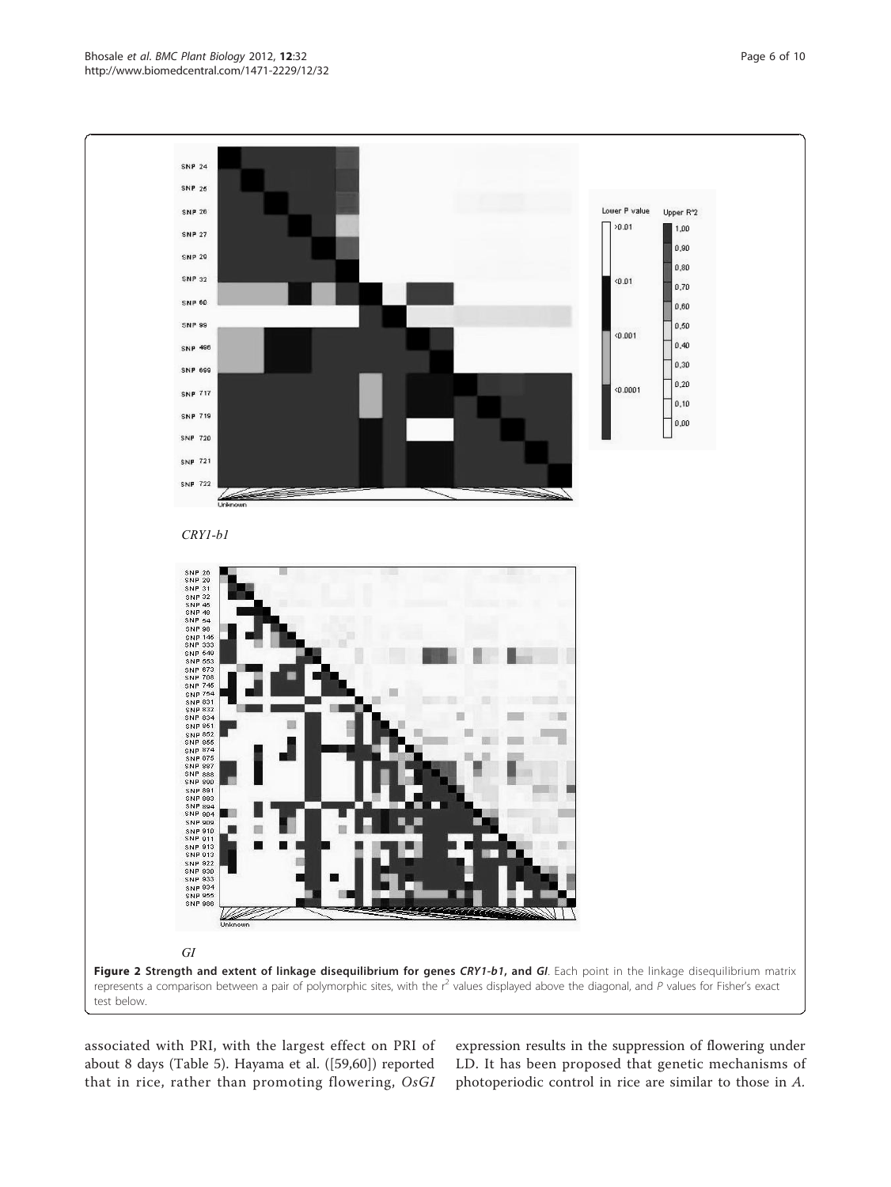CRY1-b1

GI

**Figure 2 Strength and extent of linkage disequilibrium for genes *CRY1-b1*, and *GI*.** Each point in the linkage disequilibrium matrix represents a comparison between a pair of polymorphic sites, with the $r^2$ values displayed above the diagonal, and $P$ values for Fisher's exact test below.

associated with PRI, with the largest effect on PRI of about 8 days (Table 5). Hayama et al. ([59,60]) reported that in rice, rather than promoting flowering, *OsGI* expression results in the suppression of flowering under LD. It has been proposed that genetic mechanisms of photoperiodic control in rice are similar to those in *A.*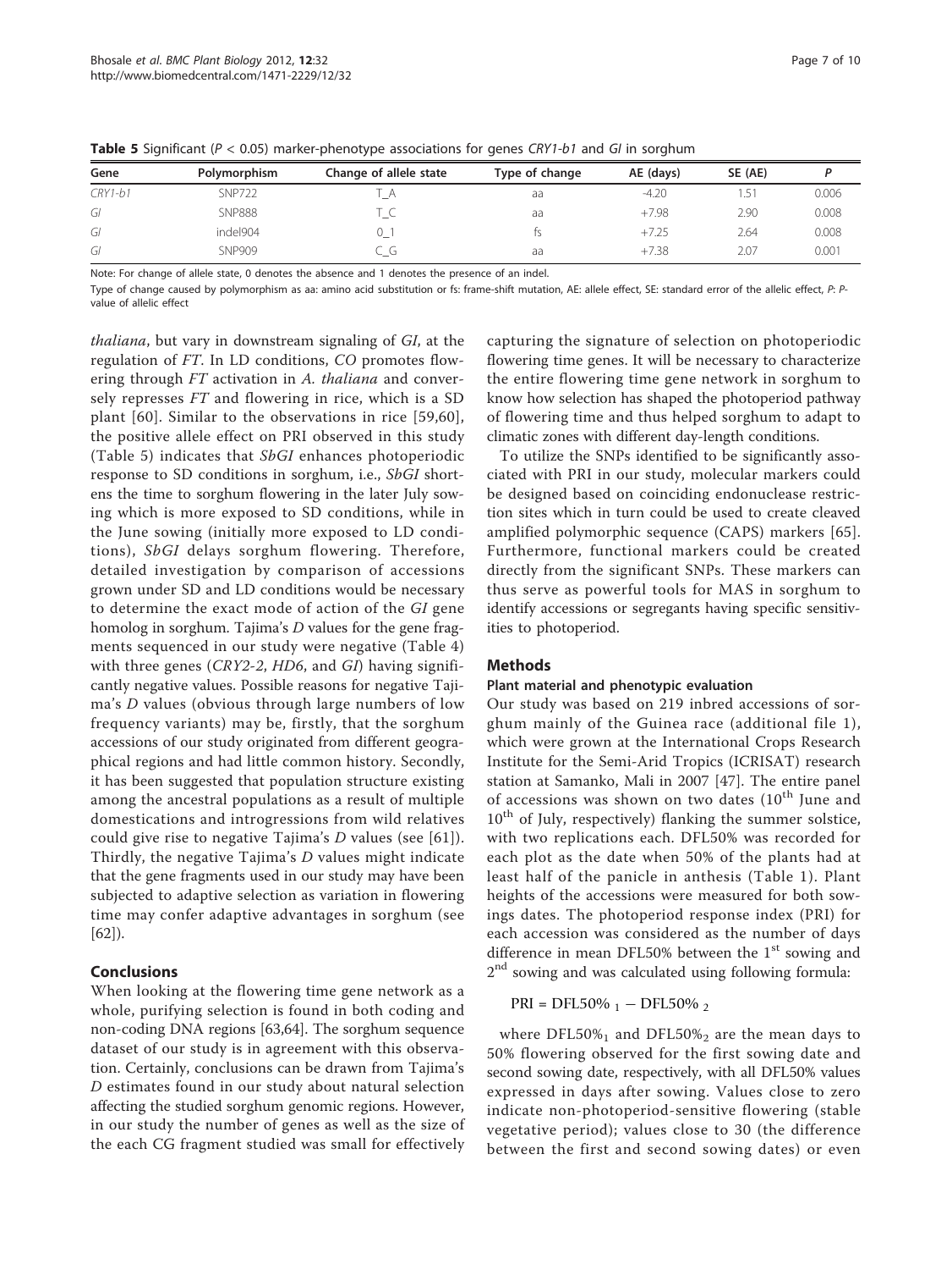**Table 5** Significant ($P < 0.05$) marker-phenotype associations for genes *CRY1-b1* and *GI* in sorghum

| Gene | Polymorphism | Change of allele state | Type of change | AE (days) | SE (AE) | P |
|---|---|---|---|---|---|---|
| *CRY1-b1* | SNP722 | T_A | aa | -4.20 | 1.51 | 0.006 |
| *GI* | SNP888 | T_C | aa | +7.98 | 2.90 | 0.008 |
| *GI* | indel904 | 0_1 | fs | +7.25 | 2.64 | 0.008 |
| *GI* | SNP909 | C_G | aa | +7.38 | 2.07 | 0.001 |

Note: For change of allele state, 0 denotes the absence and 1 denotes the presence of an indel.

Type of change caused by polymorphism as aa: amino acid substitution or fs: frame-shift mutation, AE: allele effect, SE: standard error of the allelic effect, P: P-value of allelic effect

*thaliana*, but vary in downstream signaling of *GI*, at the regulation of *FT*. In LD conditions, *CO* promotes flowering through *FT* activation in *A. thaliana* and conversely represses *FT* and flowering in rice, which is a SD plant [60]. Similar to the observations in rice [59,60], the positive allele effect on PRI observed in this study (Table 5) indicates that *SbGI* enhances photoperiodic response to SD conditions in sorghum, i.e., *SbGI* shortens the time to sorghum flowering in the later July sowing which is more exposed to SD conditions, while in the June sowing (initially more exposed to LD conditions), *SbGI* delays sorghum flowering. Therefore, detailed investigation by comparison of accessions grown under SD and LD conditions would be necessary to determine the exact mode of action of the *GI* gene homolog in sorghum. Tajima's *D* values for the gene fragments sequenced in our study were negative (Table 4) with three genes (*CRY2-2*, *HD6*, and *GI*) having significantly negative values. Possible reasons for negative Tajima's *D* values (obvious through large numbers of low frequency variants) may be, firstly, that the sorghum accessions of our study originated from different geographical regions and had little common history. Secondly, it has been suggested that population structure existing among the ancestral populations as a result of multiple domestications and introgressions from wild relatives could give rise to negative Tajima's *D* values (see [61]). Thirdly, the negative Tajima's *D* values might indicate that the gene fragments used in our study may have been subjected to adaptive selection as variation in flowering time may confer adaptive advantages in sorghum (see [62]).

## Conclusions

When looking at the flowering time gene network as a whole, purifying selection is found in both coding and non-coding DNA regions [63,64]. The sorghum sequence dataset of our study is in agreement with this observation. Certainly, conclusions can be drawn from Tajima's *D* estimates found in our study about natural selection affecting the studied sorghum genomic regions. However, in our study the number of genes as well as the size of the each CG fragment studied was small for effectively capturing the signature of selection on photoperiodic flowering time genes. It will be necessary to characterize the entire flowering time gene network in sorghum to know how selection has shaped the photoperiod pathway of flowering time and thus helped sorghum to adapt to climatic zones with different day-length conditions.

To utilize the SNPs identified to be significantly associated with PRI in our study, molecular markers could be designed based on coinciding endonuclease restriction sites which in turn could be used to create cleaved amplified polymorphic sequence (CAPS) markers [65]. Furthermore, functional markers could be created directly from the significant SNPs. These markers can thus serve as powerful tools for MAS in sorghum to identify accessions or segregants having specific sensitivities to photoperiod.

## Methods

### Plant material and phenotypic evaluation

Our study was based on 219 inbred accessions of sorghum mainly of the Guinea race (additional file 1), which were grown at the International Crops Research Institute for the Semi-Arid Tropics (ICRISAT) research station at Samanko, Mali in 2007 [47]. The entire panel of accessions was shown on two dates (10th June and 10th of July, respectively) flanking the summer solstice, with two replications each. DFL50% was recorded for each plot as the date when 50% of the plants had at least half of the panicle in anthesis (Table 1). Plant heights of the accessions were measured for both sowings dates. The photoperiod response index (PRI) for each accession was considered as the number of days difference in mean DFL50% between the 1st sowing and 2nd sowing and was calculated using following formula:

$$PRI = DFL50\%_1 - DFL50\%_2$$

where $DFL50\%_1$ and $DFL50\%_2$ are the mean days to 50% flowering observed for the first sowing date and second sowing date, respectively, with all DFL50% values expressed in days after sowing. Values close to zero indicate non-photoperiod-sensitive flowering (stable vegetative period); values close to 30 (the difference between the first and second sowing dates) or even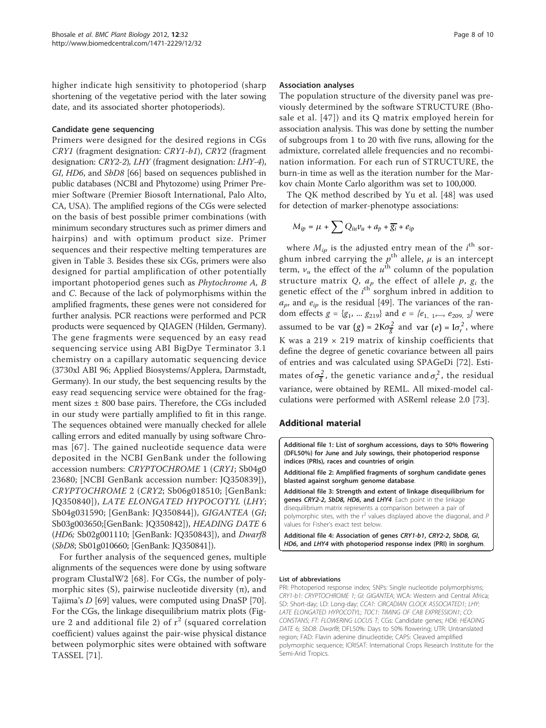higher indicate high sensitivity to photoperiod (sharp shortening of the vegetative period with the later sowing date, and its associated shorter photoperiods).

#### Candidate gene sequencing

Primers were designed for the desired regions in CGs *CRY1* (fragment designation: *CRY1-b1*), *CRY2* (fragment designation: *CRY2-2*), *LHY* (fragment designation: *LHY-4*), *GI*, *HD6*, and *SbD8* [66] based on sequences published in public databases (NCBI and Phytozome) using Primer Premier Software (Premier Biosoft International, Palo Alto, CA, USA). The amplified regions of the CGs were selected on the basis of best possible primer combinations (with minimum secondary structures such as primer dimers and hairpins) and with optimum product size. Primer sequences and their respective melting temperatures are given in Table 3. Besides these six CGs, primers were also designed for partial amplification of other potentially important photoperiod genes such as *Phytochrome A*, *B* and *C*. Because of the lack of polymorphisms within the amplified fragments, these genes were not considered for further analysis. PCR reactions were performed and PCR products were sequenced by QIAGEN (Hilden, Germany). The gene fragments were sequenced by an easy read sequencing service using ABI BigDye Terminator 3.1 chemistry on a capillary automatic sequencing device (3730xl ABI 96; Applied Biosystems/Applera, Darmstadt, Germany). In our study, the best sequencing results by the easy read sequencing service were obtained for the fragment sizes ± 800 base pairs. Therefore, the CGs included in our study were partially amplified to fit in this range. The sequences obtained were manually checked for allele calling errors and edited manually by using software Chromas [67]. The gained nucleotide sequence data were deposited in the NCBI GenBank under the following accession numbers: *CRYPTOCHROME* 1 (*CRY1*; Sb04g0 23680; [NCBI GenBank accession number: JQ350839]), *CRYPTOCHROME* 2 (*CRY2*; Sb06g018510; [GenBank: JQ350840]), *LATE ELONGATED HYPOCOTYL* (*LHY*; Sb04g031590; [GenBank: JQ350844]), *GIGANTEA* (*GI*; Sb03g003650;[GenBank: JQ350842]), *HEADING DATE* 6 (*HD6;* Sb02g001110; [GenBank: JQ350843]), and *Dwarf8* (*SbD8*; Sb01g010660; [GenBank: JQ350841]).

For further analysis of the sequenced genes, multiple alignments of the sequences were done by using software program ClustalW2 [68]. For CGs, the number of polymorphic sites (S), pairwise nucleotide diversity (π), and Tajima's *D* [69] values, were computed using DnaSP [70]. For the CGs, the linkage disequilibrium matrix plots (Figure 2 and additional file 2) of $r^2$ (squared correlation coefficient) values against the pair-wise physical distance between polymorphic sites were obtained with software TASSEL [71].

#### Association analyses

The population structure of the diversity panel was previously determined by the software STRUCTURE (Bhosale et al. [47]) and its Q matrix employed herein for association analysis. This was done by setting the number of subgroups from 1 to 20 with five runs, allowing for the admixture, correlated allele frequencies and no recombination information. For each run of STRUCTURE, the burn-in time as well as the iteration number for the Markov chain Monte Carlo algorithm was set to 100,000.

The QK method described by Yu et al. [48] was used for detection of marker-phenotype associations:

$$M_{ip} = \mu + \sum Q_{iu}v_u + a_p + \overline{g_i} + e_{ip}$$

where $M_{ip}$ is the adjusted entry mean of the $i^{th}$ sorghum inbred carrying the $p^{th}$ allele, $\mu$ is an intercept term, $v_u$ the effect of the $u^{th}$ column of the population structure matrix $Q$, $a_p$ the effect of allele $p$, $g_i$ the genetic effect of the $i^{th}$ sorghum inbred in addition to $a_p$, and $e_{ip}$ is the residual [49]. The variances of the random effects $g = \{g_1, \ldots g_{219}\}$ and $e = \{e_{1,\ 1}, \ldots, e_{209,\ 2}\}$ were assumed to be $\mathrm{var}(g) = 2K\sigma^2_{\overline{g}}$ and $\mathrm{var}(e) = I\sigma^2_r$, where K was a 219 × 219 matrix of kinship coefficients that define the degree of genetic covariance between all pairs of entries and was calculated using SPAGeDi [72]. Estimates of $\sigma^2_{\overline{g}}$, the genetic variance and $\sigma^2_r$, the residual variance, were obtained by REML. All mixed-model calculations were performed with ASReml release 2.0 [73].

## Additional material

**Additional file 1: List of sorghum accessions, days to 50% flowering (DFL50%) for June and July sowings, their photoperiod response indices (PRIs), races and countries of origin**.

**Additional file 2: Amplified fragments of sorghum candidate genes blasted against sorghum genome database**.

**Additional file 3: Strength and extent of linkage disequilibrium for genes *CRY2-2*, *SbD8*, *HD6*, and *LHY4***. Each point in the linkage disequilibrium matrix represents a comparison between a pair of polymorphic sites, with the $r^2$ values displayed above the diagonal, and *P* values for Fisher's exact test below.

**Additional file 4: Association of genes *CRY1-b1*, *CRY2-2*, *SbD8*, *GI*, *HD6*, and *LHY4* with photoperiod response index (PRI) in sorghum**.

#### List of abbreviations

PRI: Photoperiod response index; SNPs: Single nucleotide polymorphisms; *CRY1-b1*: *CRYPTOCHROME 1*; *GI*: *GIGANTEA*; WCA: Western and Central Africa; SD: Short-day; LD: Long-day; *CCA1*: *CIRCADIAN CLOCK ASSOCIATED1*; *LHY*: *LATE ELONGATED HYPOCOTYL*; *TOC1*: *TIMING OF CAB EXPRESSION1*; *CO*: *CONSTANS*; *FT*: *FLOWERING LOCUS T*; CGs: Candidate genes; *HD6*: *HEADING DATE 6*; *SbD8*: *Dwarf8*; DFL50%: Days to 50% flowering; UTR: Untranslated region; FAD: Flavin adenine dinucleotide; CAPS: Cleaved amplified polymorphic sequence; ICRISAT: International Crops Research Institute for the Semi-Arid Tropics.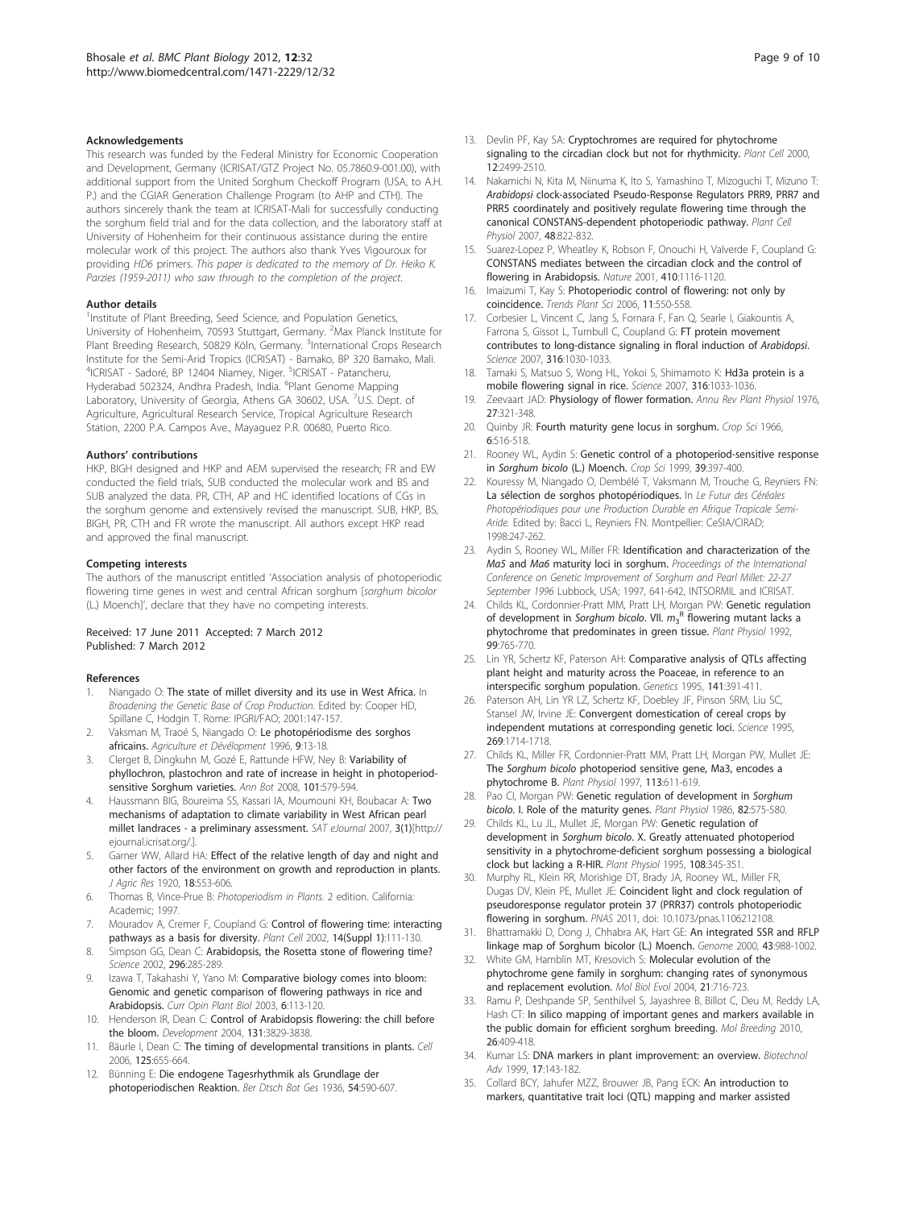#### Acknowledgements

This research was funded by the Federal Ministry for Economic Cooperation and Development, Germany (ICRISAT/GTZ Project No. 05.7860.9-001.00), with additional support from the United Sorghum Checkoff Program (USA, to A.H. P.) and the CGIAR Generation Challenge Program (to AHP and CTH). The authors sincerely thank the team at ICRISAT-Mali for successfully conducting the sorghum field trial and for the data collection, and the laboratory staff at University of Hohenheim for their continuous assistance during the entire molecular work of this project. The authors also thank Yves Vigouroux for providing *HD6* primers. *This paper is dedicated to the memory of Dr. Heiko K. Parzies (1959-2011) who saw through to the completion of the project.*

#### Author details

[1]Institute of Plant Breeding, Seed Science, and Population Genetics, University of Hohenheim, 70593 Stuttgart, Germany. [2]Max Planck Institute for Plant Breeding Research, 50829 Köln, Germany. [3]International Crops Research Institute for the Semi-Arid Tropics (ICRISAT) - Bamako, BP 320 Bamako, Mali. [4]ICRISAT - Sadoré, BP 12404 Niamey, Niger. [5]ICRISAT - Patancheru, Hyderabad 502324, Andhra Pradesh, India. [6]Plant Genome Mapping Laboratory, University of Georgia, Athens GA 30602, USA. [7]U.S. Dept. of Agriculture, Agricultural Research Service, Tropical Agriculture Research Station, 2200 P.A. Campos Ave., Mayaguez P.R. 00680, Puerto Rico.

#### Authors' contributions

HKP, BIGH designed and HKP and AEM supervised the research; FR and EW conducted the field trials, SUB conducted the molecular work and BS and SUB analyzed the data. PR, CTH, AP and HC identified locations of CGs in the sorghum genome and extensively revised the manuscript. SUB, HKP, BS, BIGH, PR, CTH and FR wrote the manuscript. All authors except HKP read and approved the final manuscript.

#### Competing interests

The authors of the manuscript entitled 'Association analysis of photoperiodic flowering time genes in west and central African sorghum [*sorghum bicolor* (L.) Moench]', declare that they have no competing interests.

Received: 17 June 2011 Accepted: 7 March 2012
Published: 7 March 2012

#### References

1. Niangado O: **The state of millet diversity and its use in West Africa.** In *Broadening the Genetic Base of Crop Production.* Edited by: Cooper HD, Spillane C, Hodgin T. Rome: IPGRI/FAO; 2001:147-157.
2. Vaksman M, Traoé S, Niangado O: **Le photopériodisme des sorghos africains.** *Agriculture et Dévélopment* 1996, **9**:13-18.
3. Clerget B, Dingkuhn M, Gozé E, Rattunde HFW, Ney B: **Variability of phyllochron, plastochron and rate of increase in height in photoperiod-sensitive Sorghum varieties.** *Ann Bot* 2008, **101**:579-594.
4. Haussmann BIG, Boureima SS, Kassari IA, Moumouni KH, Boubacar A: **Two mechanisms of adaptation to climate variability in West African pearl millet landraces - a preliminary assessment.** *SAT eJournal* 2007, **3(1)**[http://ejournal.icrisat.org/.].
5. Garner WW, Allard HA: **Effect of the relative length of day and night and other factors of the environment on growth and reproduction in plants.** *J Agric Res* 1920, **18**:553-606.
6. Thomas B, Vince-Prue B: *Photoperiodism in Plants.* 2 edition. California: Academic; 1997.
7. Mouradov A, Cremer F, Coupland G: **Control of flowering time: interacting pathways as a basis for diversity.** *Plant Cell* 2002, **14(Suppl 1)**:111-130.
8. Simpson GG, Dean C: **Arabidopsis, the Rosetta stone of flowering time?** *Science* 2002, **296**:285-289.
9. Izawa T, Takahashi Y, Yano M: **Comparative biology comes into bloom: Genomic and genetic comparison of flowering pathways in rice and Arabidopsis.** *Curr Opin Plant Biol* 2003, **6**:113-120.
10. Henderson IR, Dean C: **Control of Arabidopsis flowering: the chill before the bloom.** *Development* 2004, **131**:3829-3838.
11. Bäurle I, Dean C: **The timing of developmental transitions in plants.** *Cell* 2006, **125**:655-664.
12. Bünning E: **Die endogene Tagesrhythmik als Grundlage der photoperiodischen Reaktion.** *Ber Dtsch Bot Ges* 1936, **54**:590-607.
13. Devlin PF, Kay SA: **Cryptochromes are required for phytochrome signaling to the circadian clock but not for rhythmicity.** *Plant Cell* 2000, **12**:2499-2510.
14. Nakamichi N, Kita M, Niinuma K, Ito S, Yamashino T, Mizoguchi T, Mizuno T: ***Arabidopsi* clock-associated Pseudo-Response Regulators PRR9, PRR7 and PRR5 coordinately and positively regulate flowering time through the canonical CONSTANS-dependent photoperiodic pathway.** *Plant Cell Physiol* 2007, **48**:822-832.
15. Suarez-Lopez P, Wheatley K, Robson F, Onouchi H, Valverde F, Coupland G: **CONSTANS mediates between the circadian clock and the control of flowering in Arabidopsis.** *Nature* 2001, **410**:1116-1120.
16. Imaizumi T, Kay S: **Photoperiodic control of flowering: not only by coincidence.** *Trends Plant Sci* 2006, **11**:550-558.
17. Corbesier L, Vincent C, Jang S, Fornara F, Fan Q, Searle I, Giakountis A, Farrona S, Gissot L, Turnbull C, Coupland G: **FT protein movement contributes to long-distance signaling in floral induction of *Arabidopsi*.** *Science* 2007, **316**:1030-1033.
18. Tamaki S, Matsuo S, Wong HL, Yokoi S, Shimamoto K: **Hd3a protein is a mobile flowering signal in rice.** *Science* 2007, **316**:1033-1036.
19. Zeevaart JAD: **Physiology of flower formation.** *Annu Rev Plant Physiol* 1976, **27**:321-348.
20. Quinby JR: **Fourth maturity gene locus in sorghum.** *Crop Sci* 1966, **6**:516-518.
21. Rooney WL, Aydin S: **Genetic control of a photoperiod-sensitive response in *Sorghum bicolo* (L.) Moench.** *Crop Sci* 1999, **39**:397-400.
22. Kouressy M, Niangado O, Dembélé T, Vaksmann M, Trouche G, Reyniers FN: **La sélection de sorghos photopériodiques.** In *Le Futur des Céréales Photopériodiques pour une Production Durable en Afrique Tropicale Semi-Aride.* Edited by: Bacci L, Reyniers FN. Montpellier: CeSIA/CIRAD; 1998:247-262.
23. Aydin S, Rooney WL, Miller FR: **Identification and characterization of the *Ma5* and *Ma6* maturity loci in sorghum.** *Proceedings of the International Conference on Genetic Improvement of Sorghum and Pearl Millet: 22-27 September 1996* Lubbock, USA; 1997, 641-642, INTSORMIL and ICRISAT.
24. Childs KL, Cordonnier-Pratt MM, Pratt LH, Morgan PW: **Genetic regulation of development in *Sorghum bicolo*. VII. $m_3^R$ flowering mutant lacks a phytochrome that predominates in green tissue.** *Plant Physiol* 1992, **99**:765-770.
25. Lin YR, Schertz KF, Paterson AH: **Comparative analysis of QTLs affecting plant height and maturity across the Poaceae, in reference to an interspecific sorghum population.** *Genetics* 1995, **141**:391-411.
26. Paterson AH, Lin YR LZ, Schertz KF, Doebley JF, Pinson SRM, Liu SC, Stansel JW, Irvine JE: **Convergent domestication of cereal crops by independent mutations at corresponding genetic loci.** *Science* 1995, **269**:1714-1718.
27. Childs KL, Miller FR, Cordonnier-Pratt MM, Pratt LH, Morgan PW, Mullet JE: **The *Sorghum bicolo* photoperiod sensitive gene, Ma3, encodes a phytochrome B.** *Plant Physiol* 1997, **113**:611-619.
28. Pao CI, Morgan PW: **Genetic regulation of development in *Sorghum bicolo*. I. Role of the maturity genes.** *Plant Physiol* 1986, **82**:575-580.
29. Childs KL, Lu JL, Mullet JE, Morgan PW: **Genetic regulation of development in *Sorghum bicolo*. X. Greatly attenuated photoperiod sensitivity in a phytochrome-deficient sorghum possessing a biological clock but lacking a R-HIR.** *Plant Physiol* 1995, **108**:345-351.
30. Murphy RL, Klein RR, Morishige DT, Brady JA, Rooney WL, Miller FR, Dugas DV, Klein PE, Mullet JE: **Coincident light and clock regulation of pseudoresponse regulator protein 37 (PRR37) controls photoperiodic flowering in sorghum.** *PNAS* 2011, doi: 10.1073/pnas.1106212108.
31. Bhattramakki D, Dong J, Chhabra AK, Hart GE: **An integrated SSR and RFLP linkage map of Sorghum bicolor (L.) Moench.** *Genome* 2000, **43**:988-1002.
32. White GM, Hamblin MT, Kresovich S: **Molecular evolution of the phytochrome gene family in sorghum: changing rates of synonymous and replacement evolution.** *Mol Biol Evol* 2004, **21**:716-723.
33. Ramu P, Deshpande SP, Senthilvel S, Jayashree B, Billot C, Deu M, Reddy LA, Hash CT: **In silico mapping of important genes and markers available in the public domain for efficient sorghum breeding.** *Mol Breeding* 2010, **26**:409-418.
34. Kumar LS: **DNA markers in plant improvement: an overview.** *Biotechnol Adv* 1999, **17**:143-182.
35. Collard BCY, Jahufer MZZ, Brouwer JB, Pang ECK: **An introduction to markers, quantitative trait loci (QTL) mapping and marker assisted**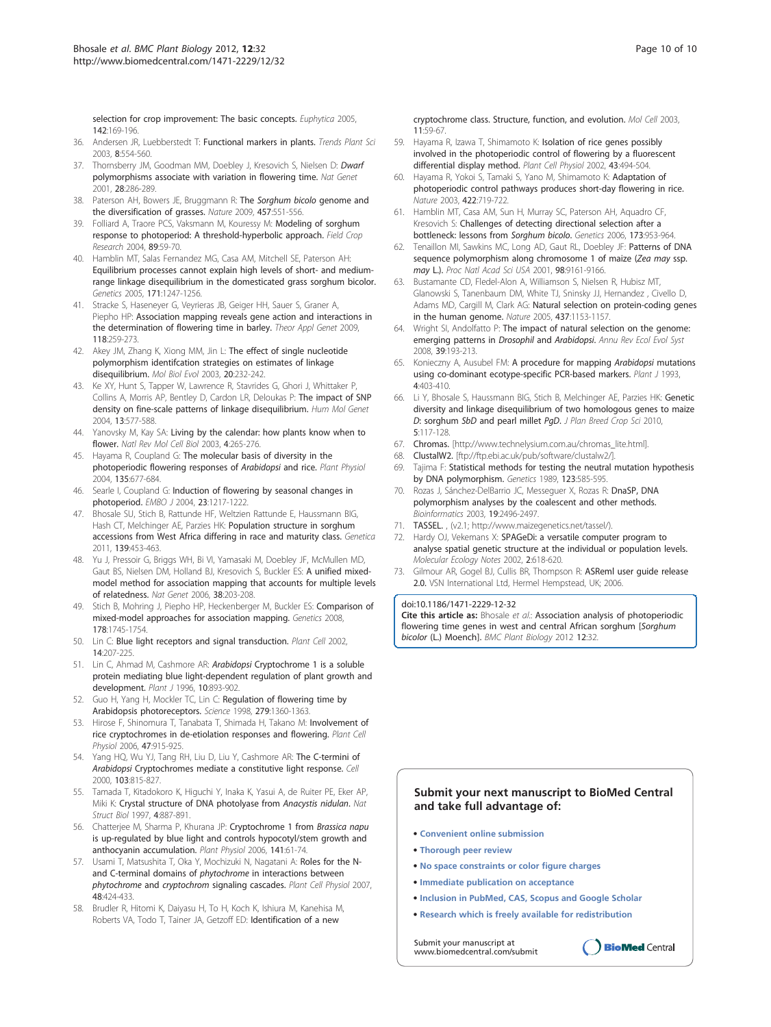selection for crop improvement: The basic concepts. *Euphytica* 2005, 142:169-196.

36. Andersen JR, Luebberstedt T: **Functional markers in plants.** *Trends Plant Sci* 2003, 8:554-560.
37. Thornsberry JM, Goodman MM, Doebley J, Kresovich S, Nielsen D: ***Dwarf* polymorphisms associate with variation in flowering time.** *Nat Genet* 2001, 28:286-289.
38. Paterson AH, Bowers JE, Bruggmann R: **The *Sorghum bicolo* genome and the diversification of grasses.** *Nature* 2009, 457:551-556.
39. Folliard A, Traore PCS, Vaksmann M, Kouressy M: **Modeling of sorghum response to photoperiod: A threshold-hyperbolic approach.** *Field Crop Research* 2004, 89:59-70.
40. Hamblin MT, Salas Fernandez MG, Casa AM, Mitchell SE, Paterson AH: **Equilibrium processes cannot explain high levels of short- and medium-range linkage disequilibrium in the domesticated grass sorghum bicolor.** *Genetics* 2005, 171:1247-1256.
41. Stracke S, Haseneyer G, Veyrieras JB, Geiger HH, Sauer S, Graner A, Piepho HP: **Association mapping reveals gene action and interactions in the determination of flowering time in barley.** *Theor Appl Genet* 2009, 118:259-273.
42. Akey JM, Zhang K, Xiong MM, Jin L: **The effect of single nucleotide polymorphism identifcation strategies on estimates of linkage disequilibrium.** *Mol Biol Evol* 2003, 20:232-242.
43. Ke XY, Hunt S, Tapper W, Lawrence R, Stavrides G, Ghori J, Whittaker P, Collins A, Morris AP, Bentley D, Cardon LR, Deloukas P: **The impact of SNP density on fine-scale patterns of linkage disequilibrium.** *Hum Mol Genet* 2004, 13:577-588.
44. Yanovsky M, Kay SA: **Living by the calendar: how plants know when to flower.** *Natl Rev Mol Cell Biol* 2003, 4:265-276.
45. Hayama R, Coupland G: **The molecular basis of diversity in the photoperiodic flowering responses of *Arabidopsi* and rice.** *Plant Physiol* 2004, 135:677-684.
46. Searle I, Coupland G: **Induction of flowering by seasonal changes in photoperiod.** *EMBO J* 2004, 23:1217-1222.
47. Bhosale SU, Stich B, Rattunde HF, Weltzien Rattunde E, Haussmann BIG, Hash CT, Melchinger AE, Parzies HK: **Population structure in sorghum accessions from West Africa differing in race and maturity class.** *Genetica* 2011, 139:453-463.
48. Yu J, Pressoir G, Briggs WH, Bi VI, Yamasaki M, Doebley JF, McMullen MD, Gaut BS, Nielsen DM, Holland BJ, Kresovich S, Buckler ES: **A unified mixed-model method for association mapping that accounts for multiple levels of relatedness.** *Nat Genet* 2006, 38:203-208.
49. Stich B, Mohring J, Piepho HP, Heckenberger M, Buckler ES: **Comparison of mixed-model approaches for association mapping.** *Genetics* 2008, 178:1745-1754.
50. Lin C: **Blue light receptors and signal transduction.** *Plant Cell* 2002, 14:207-225.
51. Lin C, Ahmad M, Cashmore AR: ***Arabidopsi* Cryptochrome 1 is a soluble protein mediating blue light-dependent regulation of plant growth and development.** *Plant J* 1996, 10:893-902.
52. Guo H, Yang H, Mockler TC, Lin C: **Regulation of flowering time by Arabidopsis photoreceptors.** *Science* 1998, 279:1360-1363.
53. Hirose F, Shinomura T, Tanabata T, Shimada H, Takano M: **Involvement of rice cryptochromes in de-etiolation responses and flowering.** *Plant Cell Physiol* 2006, 47:915-925.
54. Yang HQ, Wu YJ, Tang RH, Liu D, Liu Y, Cashmore AR: **The C-termini of *Arabidopsi* Cryptochromes mediate a constitutive light response.** *Cell* 2000, 103:815-827.
55. Tamada T, Kitadokoro K, Higuchi Y, Inaka K, Yasui A, de Ruiter PE, Eker AP, Miki K: **Crystal structure of DNA photolyase from *Anacystis nidulan*.** *Nat Struct Biol* 1997, 4:887-891.
56. Chatterjee M, Sharma P, Khurana JP: **Cryptochrome 1 from *Brassica napu* is up-regulated by blue light and controls hypocotyl/stem growth and anthocyanin accumulation.** *Plant Physiol* 2006, 141:61-74.
57. Usami T, Matsushita T, Oka Y, Mochizuki N, Nagatani A: **Roles for the N- and C-terminal domains of *phytochrome* in interactions between *phytochrome* and *cryptochrome* signaling cascades.** *Plant Cell Physiol* 2007, 48:424-433.
58. Brudler R, Hitomi K, Daiyasu H, To H, Koch K, Ishiura M, Kanehisa M, Roberts VA, Todo T, Tainer JA, Getzoff ED: **Identification of a new cryptochrome class. Structure, function, and evolution.** *Mol Cell* 2003, 11:59-67.
59. Hayama R, Izawa T, Shimamoto K: **Isolation of rice genes possibly involved in the photoperiodic control of flowering by a fluorescent differential display method.** *Plant Cell Physiol* 2002, 43:494-504.
60. Hayama R, Yokoi S, Tamaki S, Yano M, Shimamoto K: **Adaptation of photoperiodic control pathways produces short-day flowering in rice.** *Nature* 2003, 422:719-722.
61. Hamblin MT, Casa AM, Sun H, Murray SC, Paterson AH, Aquadro CF, Kresovich S: **Challenges of detecting directional selection after a bottleneck: lessons from *Sorghum bicolo*.** *Genetics* 2006, 173:953-964.
62. Tenaillon MI, Sawkins MC, Long AD, Gaut RL, Doebley JF: **Patterns of DNA sequence polymorphism along chromosome 1 of maize (*Zea may* ssp. *may* L.).** *Proc Natl Acad Sci USA* 2001, 98:9161-9166.
63. Bustamante CD, Fledel-Alon A, Williamson S, Nielsen R, Hubisz MT, Glanowski S, Tanenbaum DM, White TJ, Sninsky JJ, Hernandez , Civello D, Adams MD, Cargill M, Clark AG: **Natural selection on protein-coding genes in the human genome.** *Nature* 2005, 437:1153-1157.
64. Wright SI, Andolfatto P: **The impact of natural selection on the genome: emerging patterns in *Drosophil* and *Arabidopsi*.** *Annu Rev Ecol Evol Syst* 2008, 39:193-213.
65. Konieczny A, Ausubel FM: **A procedure for mapping *Arabidopsi* mutations using co-dominant ecotype-specific PCR-based markers.** *Plant J* 1993, 4:403-410.
66. Li Y, Bhosale S, Haussmann BIG, Stich B, Melchinger AE, Parzies HK: **Genetic diversity and linkage disequilibrium of two homologous genes to maize *D*: sorghum *SbD* and pearl millet *PgD*.** *J Plan Breed Crop Sci* 2010, 5:117-128.
67. **Chromas.** [http://www.technelysium.com.au/chromas_lite.html].
68. **ClustalW2.** [ftp://ftp.ebi.ac.uk/pub/software/clustalw2/].
69. Tajima F: **Statistical methods for testing the neutral mutation hypothesis by DNA polymorphism.** *Genetics* 1989, 123:585-595.
70. Rozas J, Sánchez-DelBarrio JC, Messeguer X, Rozas R: **DnaSP, DNA polymorphism analyses by the coalescent and other methods.** *Bioinformatics* 2003, 19:2496-2497.
71. **TASSEL.** , (v2.1; http://www.maizegenetics.net/tassel/).
72. Hardy OJ, Vekemans X: **SPAGeDi: a versatile computer program to analyse spatial genetic structure at the individual or population levels.** *Molecular Ecology Notes* 2002, 2:618-620.
73. Gilmour AR, Gogel BJ, Cullis BR, Thompson R: **ASReml user guide release 2.0.** VSN International Ltd, Hermel Hempstead, UK; 2006.

doi:10.1186/1471-2229-12-32

**Cite this article as:** Bhosale *et al.*: Association analysis of photoperiodic flowering time genes in west and central African sorghum [*Sorghum bicolor* (L.) Moench]. *BMC Plant Biology* 2012 12:32.

**Submit your next manuscript to BioMed Central and take full advantage of:**

- **Convenient online submission**
- **Thorough peer review**
- **No space constraints or color figure charges**
- **Immediate publication on acceptance**
- **Inclusion in PubMed, CAS, Scopus and Google Scholar**
- **Research which is freely available for redistribution**

Submit your manuscript at www.biomedcentral.com/submit